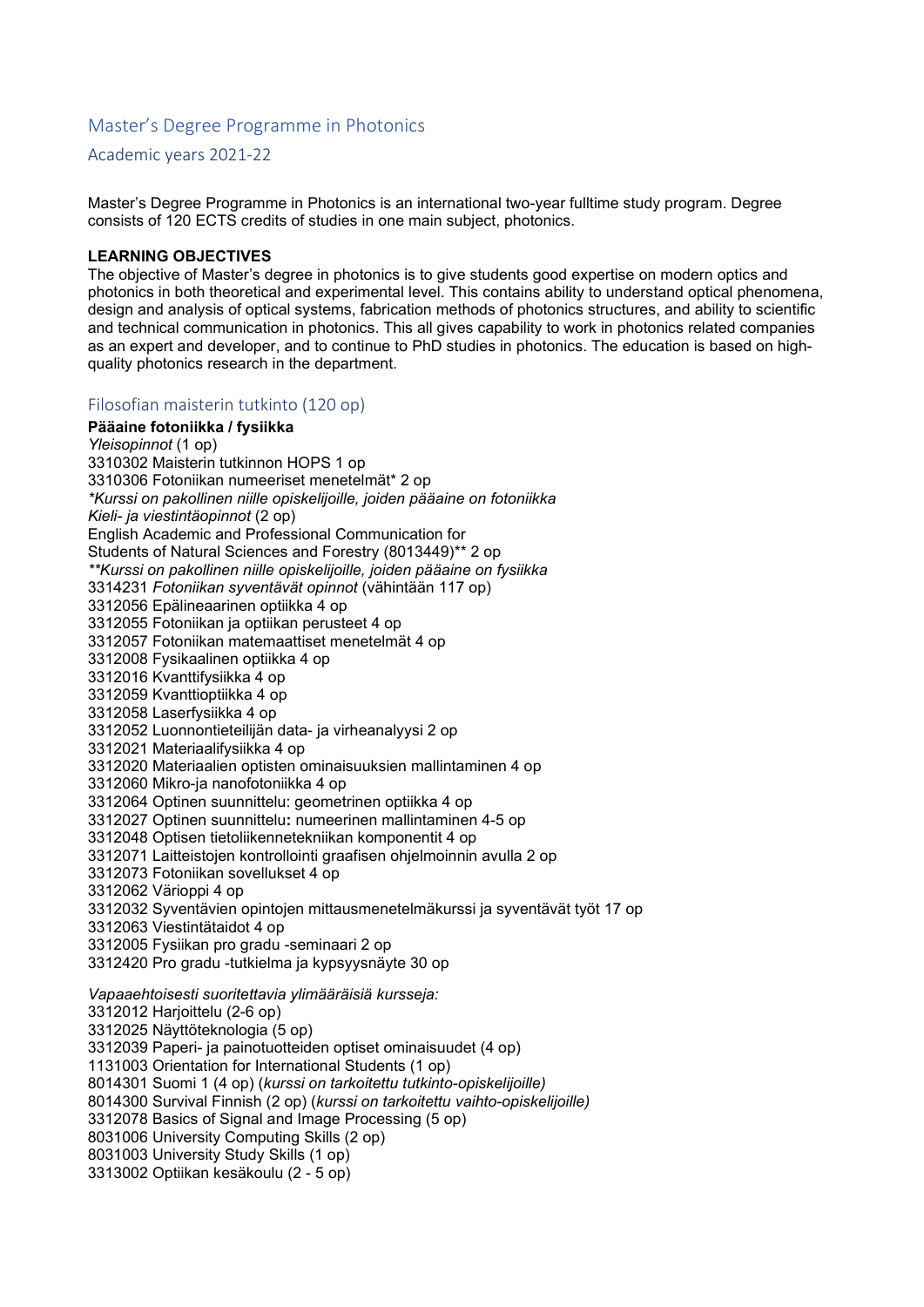# Master's Degree Programme in Photonics

## Academic years 2021-22

Master's Degree Programme in Photonics is an international two-year fulltime study program. Degree consists of 120 ECTS credits of studies in one main subject, photonics.

**LEARNING OBJECTIVES**

The objective of Master's degree in photonics is to give students good expertise on modern optics and photonics in both theoretical and experimental level. This contains ability to understand optical phenomena, design and analysis of optical systems, fabrication methods of photonics structures, and ability to scientific and technical communication in photonics. This all gives capability to work in photonics related companies as an expert and developer, and to continue to PhD studies in photonics. The education is based on high-quality photonics research in the department.

## Filosofian maisterin tutkinto (120 op)

**Pääaine fotoniikka / fysiikka**

*Yleisopinnot* (1 op)
3310302 Maisterin tutkinnon HOPS 1 op
3310306 Fotoniikan numeeriset menetelmät* 2 op
*\*Kurssi on pakollinen niille opiskelijoille, joiden pääaine on fotoniikka*
*Kieli- ja viestintäopinnot* (2 op)
English Academic and Professional Communication for
Students of Natural Sciences and Forestry (8013449)** 2 op
*\*\*Kurssi on pakollinen niille opiskelijoille, joiden pääaine on fysiikka*
3314231 *Fotoniikan syventävät opinnot* (vähintään 117 op)
3312056 Epälineaarinen optiikka 4 op
3312055 Fotoniikan ja optiikan perusteet 4 op
3312057 Fotoniikan matemaattiset menetelmät 4 op
3312008 Fysikaalinen optiikka 4 op
3312016 Kvanttifysiikka 4 op
3312059 Kvanttioptiikka 4 op
3312058 Laserfysiikka 4 op
3312052 Luonnontieteilijän data- ja virheanalyysi 2 op
3312021 Materiaalifysiikka 4 op
3312020 Materiaalien optisten ominaisuuksien mallintaminen 4 op
3312060 Mikro-ja nanofotoniikka 4 op
3312064 Optinen suunnittelu: geometrinen optiikka 4 op
3312027 Optinen suunnittelu**:** numeerinen mallintaminen 4-5 op
3312048 Optisen tietoliikennetekniikan komponentit 4 op
3312071 Laitteistojen kontrollointi graafisen ohjelmoinnin avulla 2 op
3312073 Fotoniikan sovellukset 4 op
3312062 Värioppi 4 op
3312032 Syventävien opintojen mittausmenetelmäkurssi ja syventävät työt 17 op
3312063 Viestintätaidot 4 op
3312005 Fysiikan pro gradu -seminaari 2 op
3312420 Pro gradu -tutkielma ja kypsyysnäyte 30 op

*Vapaaehtoisesti suoritettavia ylimääräisiä kursseja:*
3312012 Harjoittelu (2-6 op)
3312025 Näyttöteknologia (5 op)
3312039 Paperi- ja painotuotteiden optiset ominaisuudet (4 op)
1131003 Orientation for International Students (1 op)
8014301 Suomi 1 (4 op) (*kurssi on tarkoitettu tutkinto-opiskelijoille)*
8014300 Survival Finnish (2 op) (*kurssi on tarkoitettu vaihto-opiskelijoille)*
3312078 Basics of Signal and Image Processing (5 op)
8031006 University Computing Skills (2 op)
8031003 University Study Skills (1 op)
3313002 Optiikan kesäkoulu (2 - 5 op)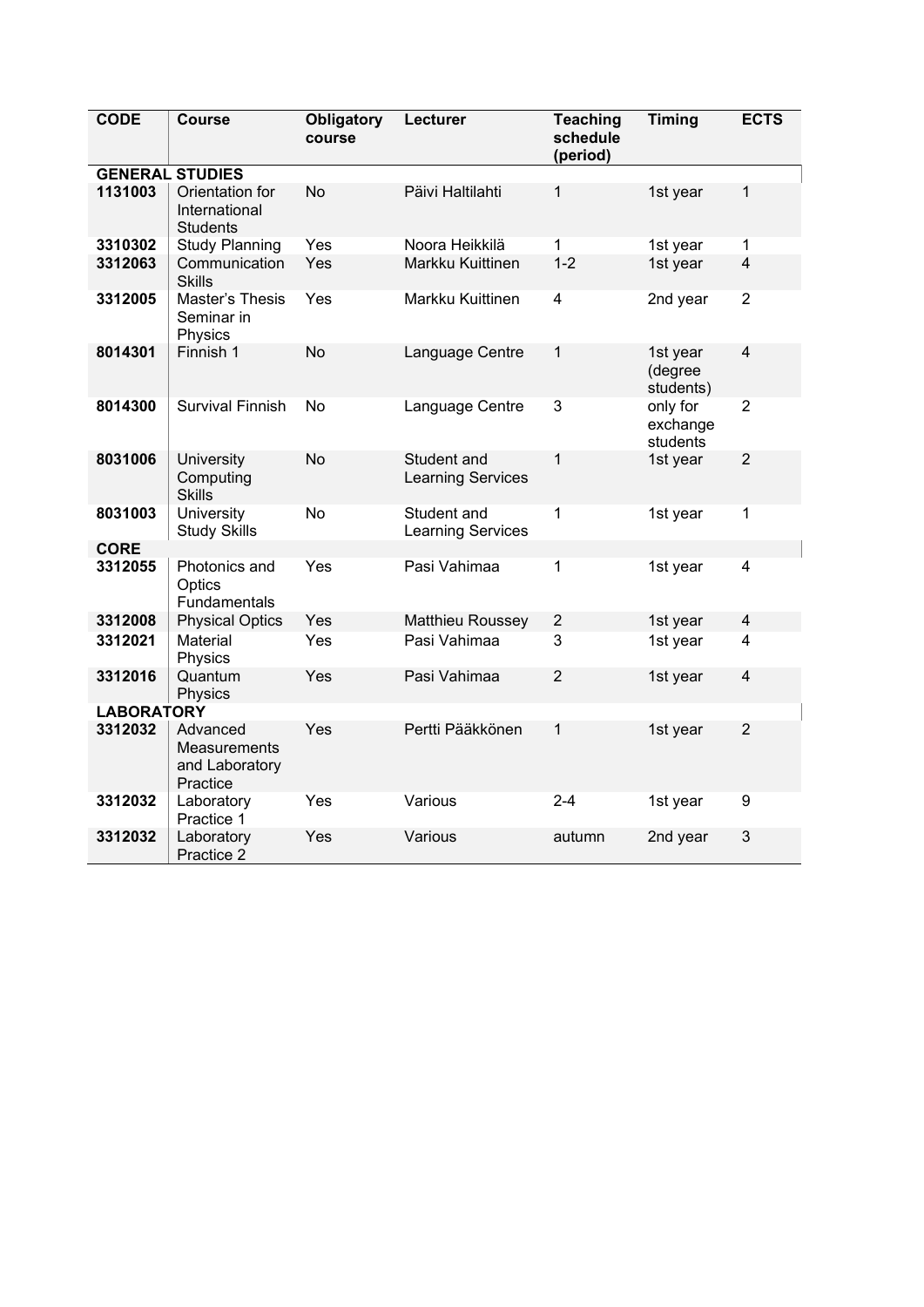| CODE | Course | Obligatory course | Lecturer | Teaching schedule (period) | Timing | ECTS |
|---|---|---|---|---|---|---|
| **GENERAL STUDIES** | | | | | | |
| **1131003** | Orientation for International Students | No | Päivi Haltilahti | 1 | 1st year | 1 |
| **3310302** | Study Planning | Yes | Noora Heikkilä | 1 | 1st year | 1 |
| **3312063** | Communication Skills | Yes | Markku Kuittinen | 1-2 | 1st year | 4 |
| **3312005** | Master's Thesis Seminar in Physics | Yes | Markku Kuittinen | 4 | 2nd year | 2 |
| **8014301** | Finnish 1 | No | Language Centre | 1 | 1st year (degree students) | 4 |
| **8014300** | Survival Finnish | No | Language Centre | 3 | only for exchange students | 2 |
| **8031006** | University Computing Skills | No | Student and Learning Services | 1 | 1st year | 2 |
| **8031003** | University Study Skills | No | Student and Learning Services | 1 | 1st year | 1 |
| **CORE** | | | | | | |
| **3312055** | Photonics and Optics Fundamentals | Yes | Pasi Vahimaa | 1 | 1st year | 4 |
| **3312008** | Physical Optics | Yes | Matthieu Roussey | 2 | 1st year | 4 |
| **3312021** | Material Physics | Yes | Pasi Vahimaa | 3 | 1st year | 4 |
| **3312016** | Quantum Physics | Yes | Pasi Vahimaa | 2 | 1st year | 4 |
| **LABORATORY** | | | | | | |
| **3312032** | Advanced Measurements and Laboratory Practice | Yes | Pertti Pääkkönen | 1 | 1st year | 2 |
| **3312032** | Laboratory Practice 1 | Yes | Various | 2-4 | 1st year | 9 |
| **3312032** | Laboratory Practice 2 | Yes | Various | autumn | 2nd year | 3 |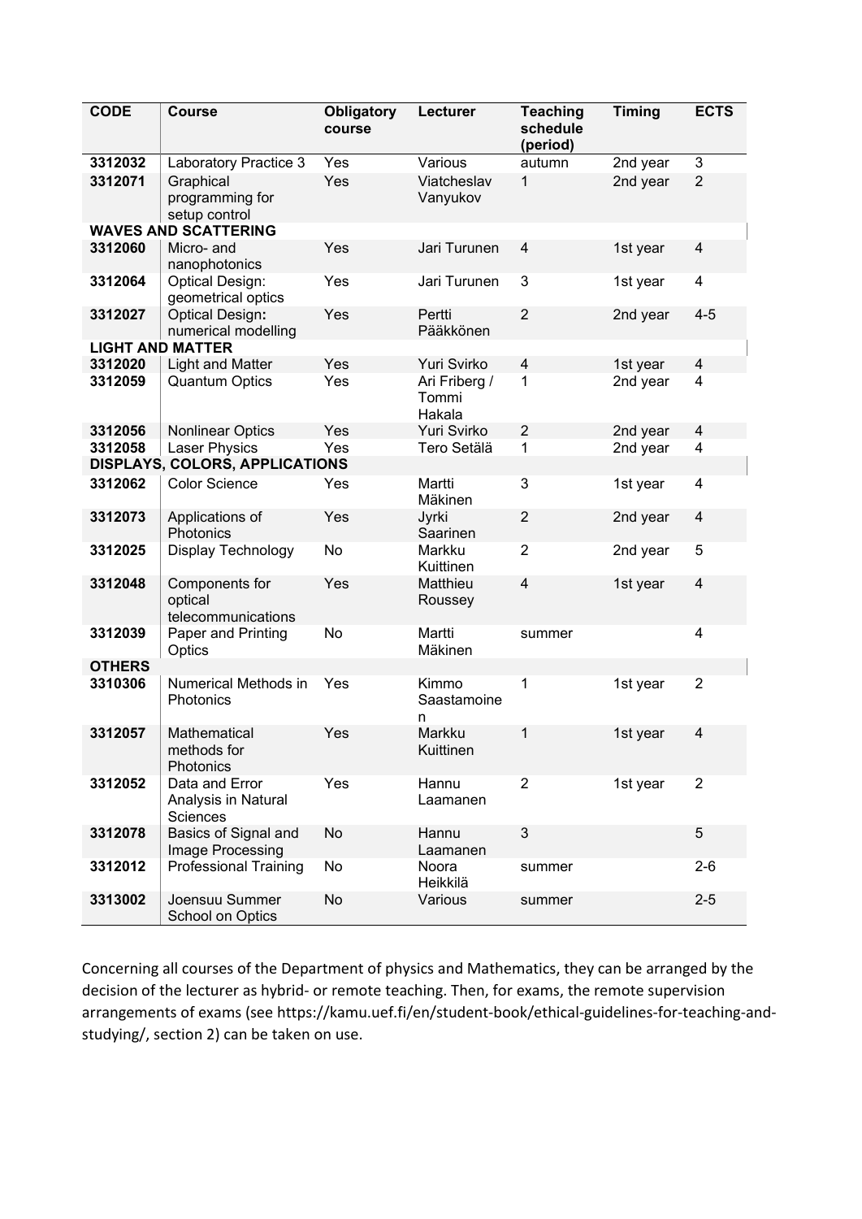| CODE | Course | Obligatory course | Lecturer | Teaching schedule (period) | Timing | ECTS |
|---|---|---|---|---|---|---|
| 3312032 | Laboratory Practice 3 | Yes | Various | autumn | 2nd year | 3 |
| 3312071 | Graphical programming for setup control | Yes | Viatcheslav Vanyukov | 1 | 2nd year | 2 |
| **WAVES AND SCATTERING** | | | | | | |
| 3312060 | Micro- and nanophotonics | Yes | Jari Turunen | 4 | 1st year | 4 |
| 3312064 | Optical Design: geometrical optics | Yes | Jari Turunen | 3 | 1st year | 4 |
| 3312027 | Optical Design: numerical modelling | Yes | Pertti Pääkkönen | 2 | 2nd year | 4-5 |
| **LIGHT AND MATTER** | | | | | | |
| 3312020 | Light and Matter | Yes | Yuri Svirko | 4 | 1st year | 4 |
| 3312059 | Quantum Optics | Yes | Ari Friberg / Tommi Hakala | 1 | 2nd year | 4 |
| 3312056 | Nonlinear Optics | Yes | Yuri Svirko | 2 | 2nd year | 4 |
| 3312058 | Laser Physics | Yes | Tero Setälä | 1 | 2nd year | 4 |
| **DISPLAYS, COLORS, APPLICATIONS** | | | | | | |
| 3312062 | Color Science | Yes | Martti Mäkinen | 3 | 1st year | 4 |
| 3312073 | Applications of Photonics | Yes | Jyrki Saarinen | 2 | 2nd year | 4 |
| 3312025 | Display Technology | No | Markku Kuittinen | 2 | 2nd year | 5 |
| 3312048 | Components for optical telecommunications | Yes | Matthieu Roussey | 4 | 1st year | 4 |
| 3312039 | Paper and Printing Optics | No | Martti Mäkinen | summer | | 4 |
| **OTHERS** | | | | | | |
| 3310306 | Numerical Methods in Photonics | Yes | Kimmo Saastamoinen | 1 | 1st year | 2 |
| 3312057 | Mathematical methods for Photonics | Yes | Markku Kuittinen | 1 | 1st year | 4 |
| 3312052 | Data and Error Analysis in Natural Sciences | Yes | Hannu Laamanen | 2 | 1st year | 2 |
| 3312078 | Basics of Signal and Image Processing | No | Hannu Laamanen | 3 | | 5 |
| 3312012 | Professional Training | No | Noora Heikkilä | summer | | 2-6 |
| 3313002 | Joensuu Summer School on Optics | No | Various | summer | | 2-5 |

Concerning all courses of the Department of physics and Mathematics, they can be arranged by the decision of the lecturer as hybrid- or remote teaching. Then, for exams, the remote supervision arrangements of exams (see https://kamu.uef.fi/en/student-book/ethical-guidelines-for-teaching-and-studying/, section 2) can be taken on use.